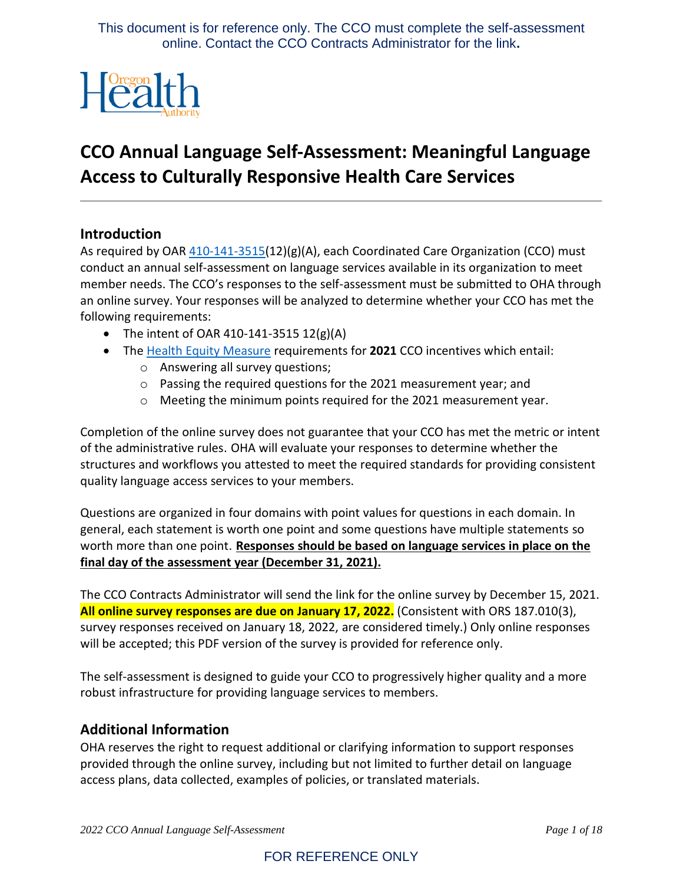This document is for reference only. The CCO must complete the self-assessment online. Contact the CCO Contracts Administrator for the link.

# CCO Annual Language Self-Assessment: Meaningful Language Access to Culturally Responsive Health Care Services

## Introduction

As required by OAR 410-141-3515(12)(g)(A), each Coordinated Care Organization (CCO) must conduct an annual self-assessment on language services available in its organization to meet member needs. The CCO's responses to the self-assessment must be submitted to OHA through an online survey. Your responses will be analyzed to determine whether your CCO has met the following requirements:

- The intent of OAR 410-141-3515 12(g)(A)
- The Health Equity Measure requirements for **2021** CCO incentives which entail:
  - Answering all survey questions;
  - Passing the required questions for the 2021 measurement year; and
  - Meeting the minimum points required for the 2021 measurement year.

Completion of the online survey does not guarantee that your CCO has met the metric or intent of the administrative rules. OHA will evaluate your responses to determine whether the structures and workflows you attested to meet the required standards for providing consistent quality language access services to your members.

Questions are organized in four domains with point values for questions in each domain. In general, each statement is worth one point and some questions have multiple statements so worth more than one point. **Responses should be based on language services in place on the final day of the assessment year (December 31, 2021).**

The CCO Contracts Administrator will send the link for the online survey by December 15, 2021. **All online survey responses are due on January 17, 2022.** (Consistent with ORS 187.010(3), survey responses received on January 18, 2022, are considered timely.) Only online responses will be accepted; this PDF version of the survey is provided for reference only.

The self-assessment is designed to guide your CCO to progressively higher quality and a more robust infrastructure for providing language services to members.

## Additional Information

OHA reserves the right to request additional or clarifying information to support responses provided through the online survey, including but not limited to further detail on language access plans, data collected, examples of policies, or translated materials.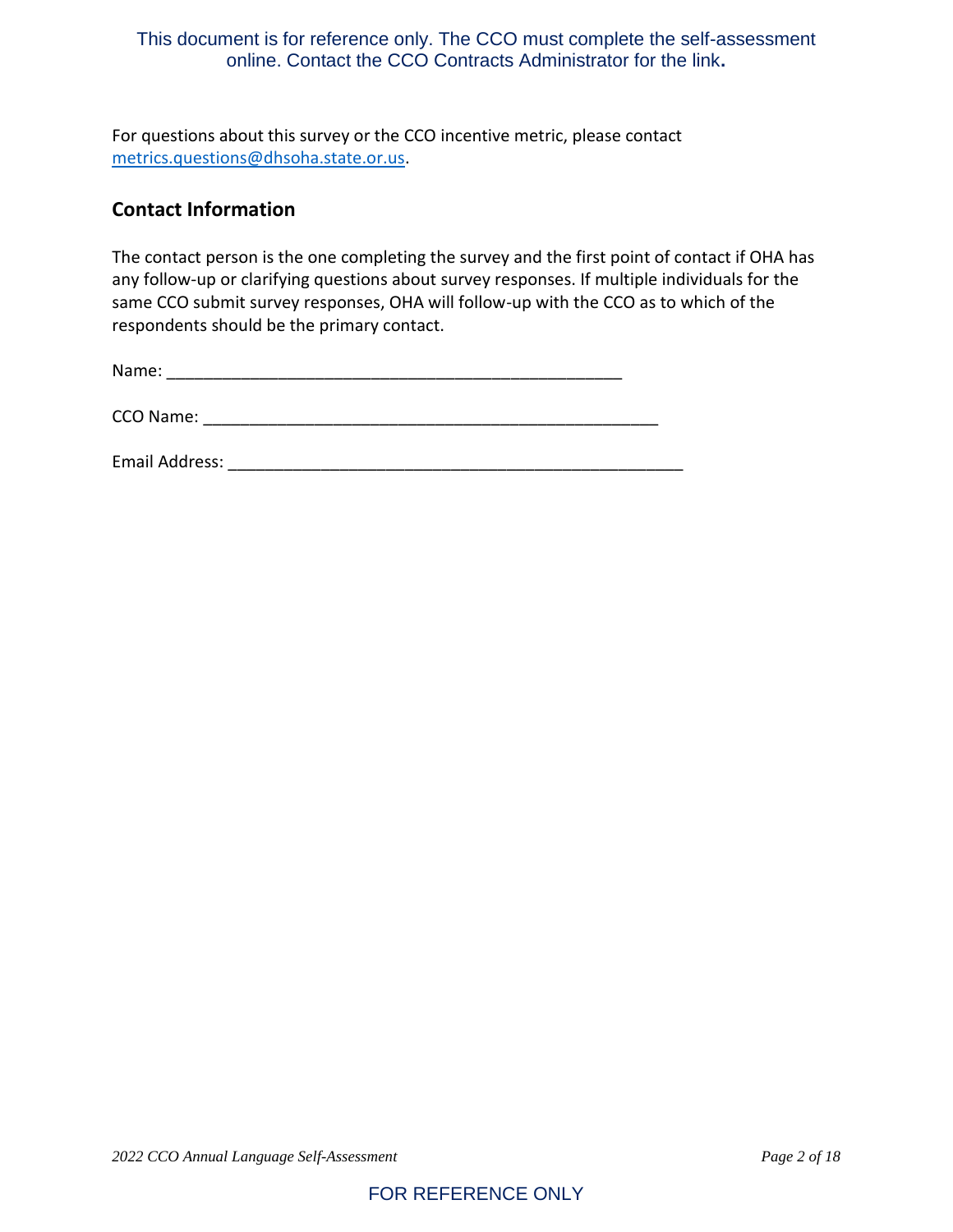This document is for reference only. The CCO must complete the self-assessment online. Contact the CCO Contracts Administrator for the link**.**

For questions about this survey or the CCO incentive metric, please contact [metrics.questions@dhsoha.state.or.us](mailto:metrics.questions@dhsoha.state.or.us).

## Contact Information

The contact person is the one completing the survey and the first point of contact if OHA has any follow-up or clarifying questions about survey responses. If multiple individuals for the same CCO submit survey responses, OHA will follow-up with the CCO as to which of the respondents should be the primary contact.

Name: ___________________________________________________

CCO Name: ___________________________________________________

Email Address: ___________________________________________________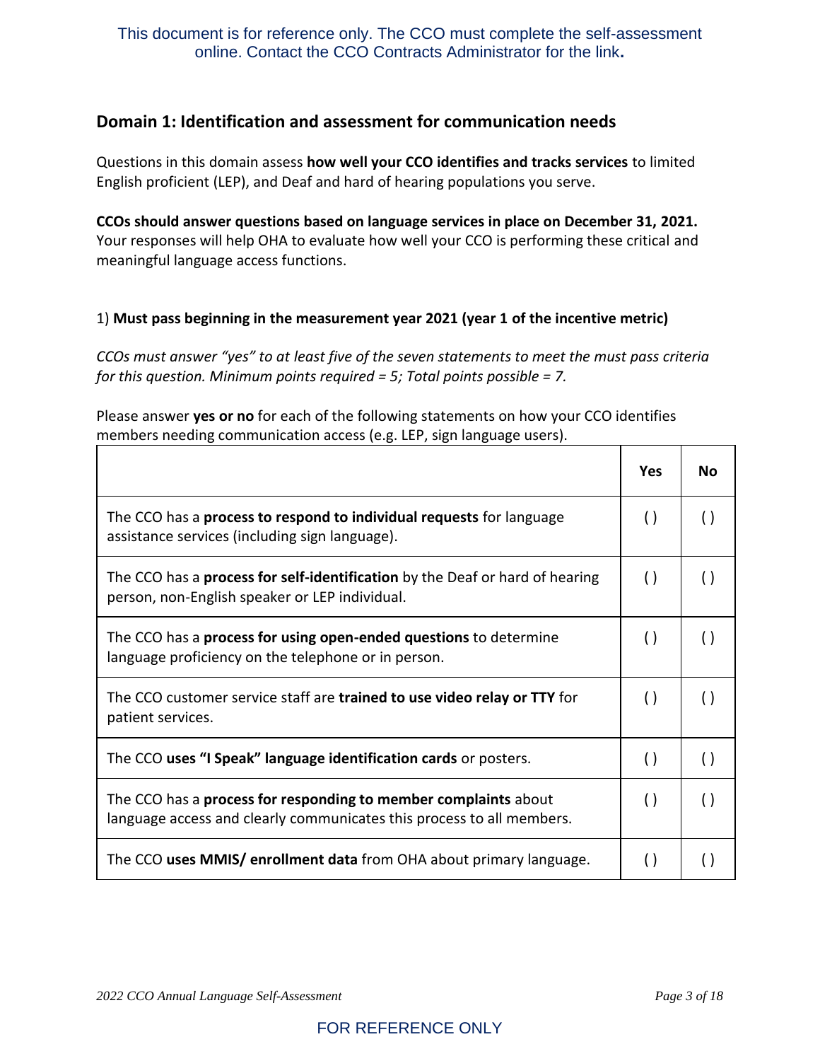This document is for reference only. The CCO must complete the self-assessment online. Contact the CCO Contracts Administrator for the link.

## Domain 1: Identification and assessment for communication needs

Questions in this domain assess **how well your CCO identifies and tracks services** to limited English proficient (LEP), and Deaf and hard of hearing populations you serve.

**CCOs should answer questions based on language services in place on December 31, 2021.** Your responses will help OHA to evaluate how well your CCO is performing these critical and meaningful language access functions.

1) **Must pass beginning in the measurement year 2021 (year 1 of the incentive metric)**

*CCOs must answer "yes" to at least five of the seven statements to meet the must pass criteria for this question. Minimum points required = 5; Total points possible = 7.*

Please answer **yes or no** for each of the following statements on how your CCO identifies members needing communication access (e.g. LEP, sign language users).

| | Yes | No |
|---|---|---|
| The CCO has a **process to respond to individual requests** for language assistance services (including sign language). | ( ) | ( ) |
| The CCO has a **process for self-identification** by the Deaf or hard of hearing person, non-English speaker or LEP individual. | ( ) | ( ) |
| The CCO has a **process for using open-ended questions** to determine language proficiency on the telephone or in person. | ( ) | ( ) |
| The CCO customer service staff are **trained to use video relay or TTY** for patient services. | ( ) | ( ) |
| The CCO **uses "I Speak" language identification cards** or posters. | ( ) | ( ) |
| The CCO has a **process for responding to member complaints** about language access and clearly communicates this process to all members. | ( ) | ( ) |
| The CCO **uses MMIS/ enrollment data** from OHA about primary language. | ( ) | ( ) |

FOR REFERENCE ONLY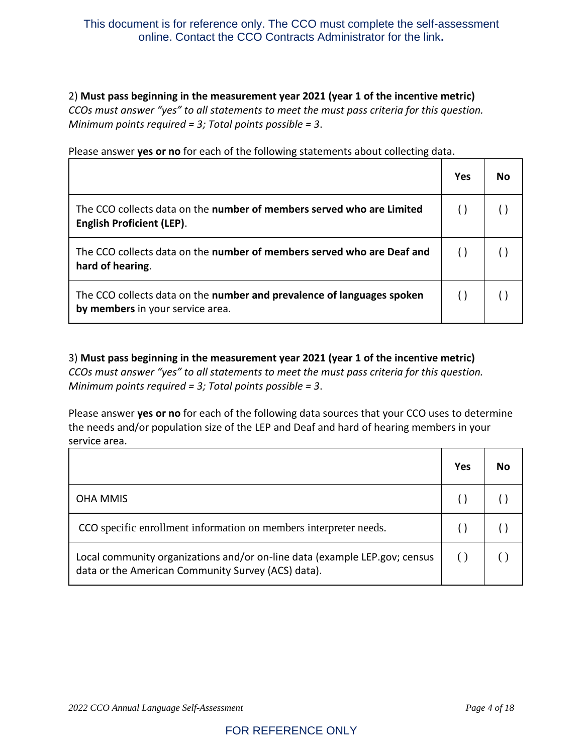This document is for reference only. The CCO must complete the self-assessment online. Contact the CCO Contracts Administrator for the link**.**

2) **Must pass beginning in the measurement year 2021 (year 1 of the incentive metric)**
*CCOs must answer "yes" to all statements to meet the must pass criteria for this question. Minimum points required = 3; Total points possible = 3*.

Please answer **yes or no** for each of the following statements about collecting data.

| | Yes | No |
|---|---|---|
| The CCO collects data on the **number of members served who are Limited English Proficient (LEP)**. | ( ) | ( ) |
| The CCO collects data on the **number of members served who are Deaf and hard of hearing**. | ( ) | ( ) |
| The CCO collects data on the **number and prevalence of languages spoken by members** in your service area. | ( ) | ( ) |

3) **Must pass beginning in the measurement year 2021 (year 1 of the incentive metric)**
*CCOs must answer "yes" to all statements to meet the must pass criteria for this question. Minimum points required = 3; Total points possible = 3*.

Please answer **yes or no** for each of the following data sources that your CCO uses to determine the needs and/or population size of the LEP and Deaf and hard of hearing members in your service area.

| | Yes | No |
|---|---|---|
| OHA MMIS | ( ) | ( ) |
| CCO specific enrollment information on members interpreter needs. | ( ) | ( ) |
| Local community organizations and/or on-line data (example LEP.gov; census data or the American Community Survey (ACS) data). | ( ) | ( ) |

FOR REFERENCE ONLY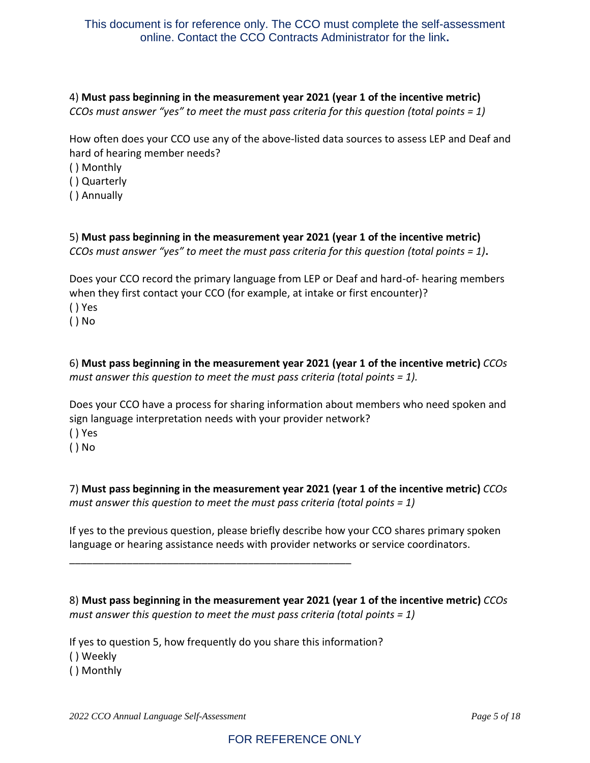This document is for reference only. The CCO must complete the self-assessment online. Contact the CCO Contracts Administrator for the link**.**

4) **Must pass beginning in the measurement year 2021 (year 1 of the incentive metric)**
*CCOs must answer "yes" to meet the must pass criteria for this question (total points = 1)*

How often does your CCO use any of the above-listed data sources to assess LEP and Deaf and hard of hearing member needs?

( ) Monthly
( ) Quarterly
( ) Annually

5) **Must pass beginning in the measurement year 2021 (year 1 of the incentive metric)**
*CCOs must answer "yes" to meet the must pass criteria for this question (total points = 1)***.**

Does your CCO record the primary language from LEP or Deaf and hard-of- hearing members when they first contact your CCO (for example, at intake or first encounter)?

( ) Yes
( ) No

6) **Must pass beginning in the measurement year 2021 (year 1 of the incentive metric)** *CCOs must answer this question to meet the must pass criteria (total points = 1).*

Does your CCO have a process for sharing information about members who need spoken and sign language interpretation needs with your provider network?

( ) Yes
( ) No

7) **Must pass beginning in the measurement year 2021 (year 1 of the incentive metric)** *CCOs must answer this question to meet the must pass criteria (total points = 1)*

If yes to the previous question, please briefly describe how your CCO shares primary spoken language or hearing assistance needs with provider networks or service coordinators.

_______________________________________________

8) **Must pass beginning in the measurement year 2021 (year 1 of the incentive metric)** *CCOs must answer this question to meet the must pass criteria (total points = 1)*

If yes to question 5, how frequently do you share this information?

( ) Weekly
( ) Monthly

FOR REFERENCE ONLY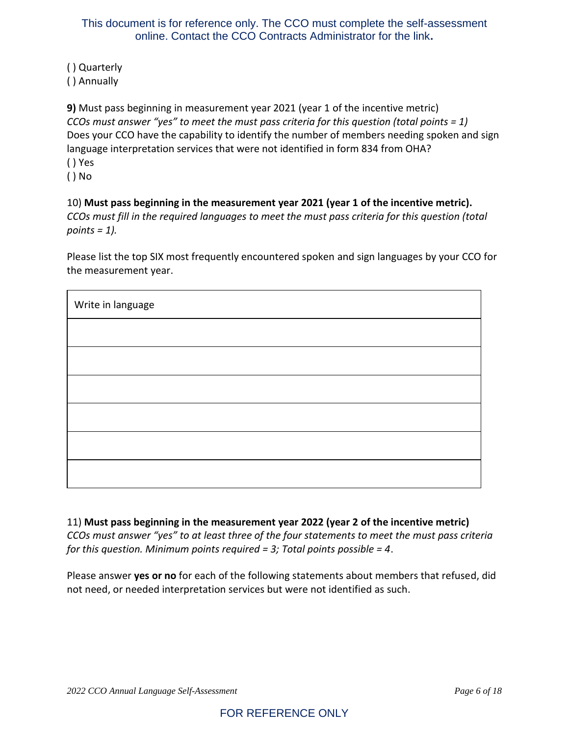This document is for reference only. The CCO must complete the self-assessment online. Contact the CCO Contracts Administrator for the link.

( ) Quarterly
( ) Annually

**9)** Must pass beginning in measurement year 2021 (year 1 of the incentive metric)
*CCOs must answer "yes" to meet the must pass criteria for this question (total points = 1)*
Does your CCO have the capability to identify the number of members needing spoken and sign language interpretation services that were not identified in form 834 from OHA?
( ) Yes
( ) No

10) **Must pass beginning in the measurement year 2021 (year 1 of the incentive metric).**
*CCOs must fill in the required languages to meet the must pass criteria for this question (total points = 1).*

Please list the top SIX most frequently encountered spoken and sign languages by your CCO for the measurement year.

| Write in language |
|---|
| |
| |
| |
| |
| |
| |

11) **Must pass beginning in the measurement year 2022 (year 2 of the incentive metric)**
*CCOs must answer "yes" to at least three of the four statements to meet the must pass criteria for this question. Minimum points required = 3; Total points possible = 4*.

Please answer **yes or no** for each of the following statements about members that refused, did not need, or needed interpretation services but were not identified as such.

FOR REFERENCE ONLY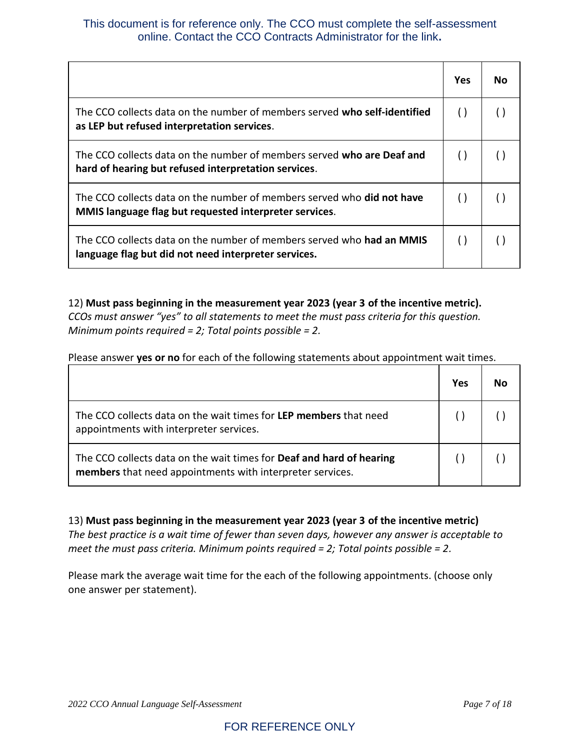This document is for reference only. The CCO must complete the self-assessment online. Contact the CCO Contracts Administrator for the link**.**

| | Yes | No |
|---|---|---|
| The CCO collects data on the number of members served **who self-identified as LEP but refused interpretation services**. | ( ) | ( ) |
| The CCO collects data on the number of members served **who are Deaf and hard of hearing but refused interpretation services**. | ( ) | ( ) |
| The CCO collects data on the number of members served who **did not have MMIS language flag but requested interpreter services**. | ( ) | ( ) |
| The CCO collects data on the number of members served who **had an MMIS language flag but did not need interpreter services.** | ( ) | ( ) |

12) **Must pass beginning in the measurement year 2023 (year 3 of the incentive metric).**
*CCOs must answer "yes" to all statements to meet the must pass criteria for this question. Minimum points required = 2; Total points possible = 2.*

Please answer **yes or no** for each of the following statements about appointment wait times.

| | Yes | No |
|---|---|---|
| The CCO collects data on the wait times for **LEP members** that need appointments with interpreter services. | ( ) | ( ) |
| The CCO collects data on the wait times for **Deaf and hard of hearing members** that need appointments with interpreter services. | ( ) | ( ) |

13) **Must pass beginning in the measurement year 2023 (year 3 of the incentive metric)**
*The best practice is a wait time of fewer than seven days, however any answer is acceptable to meet the must pass criteria. Minimum points required = 2; Total points possible = 2.*

Please mark the average wait time for the each of the following appointments. (choose only one answer per statement).

FOR REFERENCE ONLY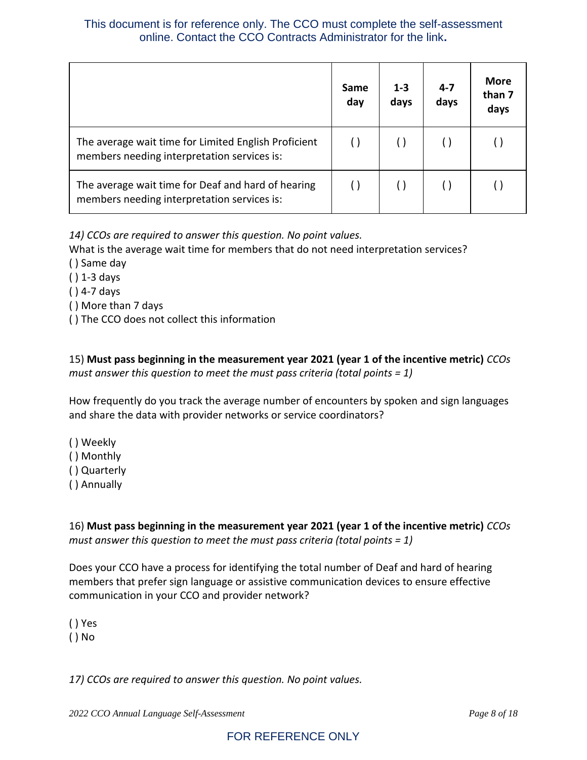This document is for reference only. The CCO must complete the self-assessment online. Contact the CCO Contracts Administrator for the link**.**

| | Same day | 1-3 days | 4-7 days | More than 7 days |
|---|---|---|---|---|
| The average wait time for Limited English Proficient members needing interpretation services is: | ( ) | ( ) | ( ) | ( ) |
| The average wait time for Deaf and hard of hearing members needing interpretation services is: | ( ) | ( ) | ( ) | ( ) |

*14) CCOs are required to answer this question. No point values.*

What is the average wait time for members that do not need interpretation services?

( ) Same day
( ) 1-3 days
( ) 4-7 days
( ) More than 7 days
( ) The CCO does not collect this information

15) **Must pass beginning in the measurement year 2021 (year 1 of the incentive metric)** *CCOs must answer this question to meet the must pass criteria (total points = 1)*

How frequently do you track the average number of encounters by spoken and sign languages and share the data with provider networks or service coordinators?

( ) Weekly
( ) Monthly
( ) Quarterly
( ) Annually

16) **Must pass beginning in the measurement year 2021 (year 1 of the incentive metric)** *CCOs must answer this question to meet the must pass criteria (total points = 1)*

Does your CCO have a process for identifying the total number of Deaf and hard of hearing members that prefer sign language or assistive communication devices to ensure effective communication in your CCO and provider network?

( ) Yes
( ) No

*17) CCOs are required to answer this question. No point values.*

FOR REFERENCE ONLY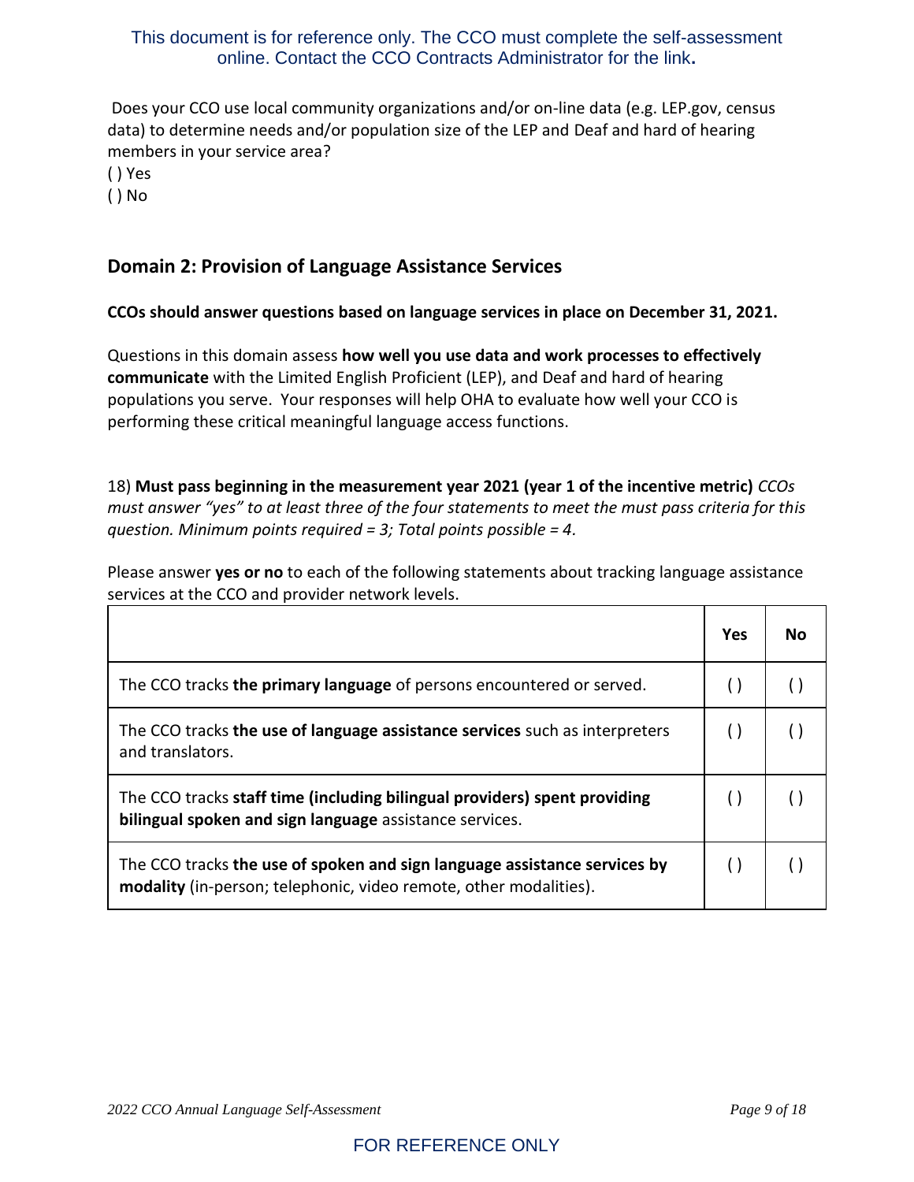This document is for reference only. The CCO must complete the self-assessment online. Contact the CCO Contracts Administrator for the link**.**

Does your CCO use local community organizations and/or on-line data (e.g. LEP.gov, census data) to determine needs and/or population size of the LEP and Deaf and hard of hearing members in your service area?

( ) Yes

( ) No

## Domain 2: Provision of Language Assistance Services

**CCOs should answer questions based on language services in place on December 31, 2021.**

Questions in this domain assess **how well you use data and work processes to effectively communicate** with the Limited English Proficient (LEP), and Deaf and hard of hearing populations you serve. Your responses will help OHA to evaluate how well your CCO is performing these critical meaningful language access functions.

18) **Must pass beginning in the measurement year 2021 (year 1 of the incentive metric)** *CCOs must answer "yes" to at least three of the four statements to meet the must pass criteria for this question. Minimum points required = 3; Total points possible = 4.*

Please answer **yes or no** to each of the following statements about tracking language assistance services at the CCO and provider network levels.

| | Yes | No |
|---|---|---|
| The CCO tracks **the primary language** of persons encountered or served. | ( ) | ( ) |
| The CCO tracks **the use of language assistance services** such as interpreters and translators. | ( ) | ( ) |
| The CCO tracks **staff time (including bilingual providers) spent providing bilingual spoken and sign language** assistance services. | ( ) | ( ) |
| The CCO tracks **the use of spoken and sign language assistance services by modality** (in-person; telephonic, video remote, other modalities). | ( ) | ( ) |

FOR REFERENCE ONLY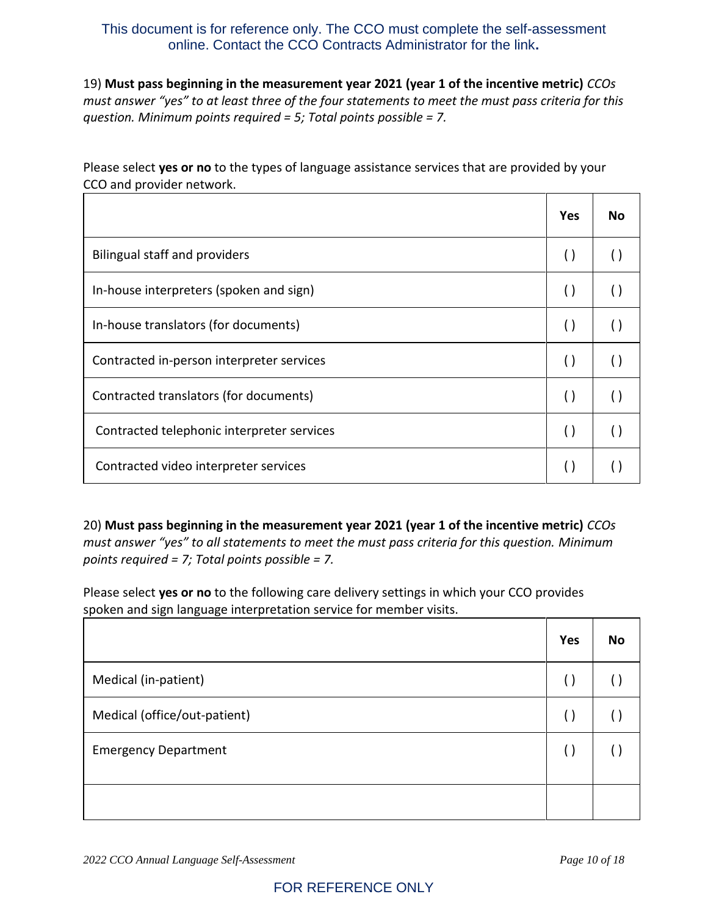This document is for reference only. The CCO must complete the self-assessment online. Contact the CCO Contracts Administrator for the link**.**

19) **Must pass beginning in the measurement year 2021 (year 1 of the incentive metric)** *CCOs must answer “yes” to at least three of the four statements to meet the must pass criteria for this question. Minimum points required = 5; Total points possible = 7.*

Please select **yes or no** to the types of language assistance services that are provided by your CCO and provider network.

| | Yes | No |
|---|---|---|
| Bilingual staff and providers | ( ) | ( ) |
| In-house interpreters (spoken and sign) | ( ) | ( ) |
| In-house translators (for documents) | ( ) | ( ) |
| Contracted in-person interpreter services | ( ) | ( ) |
| Contracted translators (for documents) | ( ) | ( ) |
| Contracted telephonic interpreter services | ( ) | ( ) |
| Contracted video interpreter services | ( ) | ( ) |

20) **Must pass beginning in the measurement year 2021 (year 1 of the incentive metric)** *CCOs must answer “yes” to all statements to meet the must pass criteria for this question. Minimum points required = 7; Total points possible = 7.*

Please select **yes or no** to the following care delivery settings in which your CCO provides spoken and sign language interpretation service for member visits.

| | Yes | No |
|---|---|---|
| Medical (in-patient) | ( ) | ( ) |
| Medical (office/out-patient) | ( ) | ( ) |
| Emergency Department | ( ) | ( ) |
| | | |

FOR REFERENCE ONLY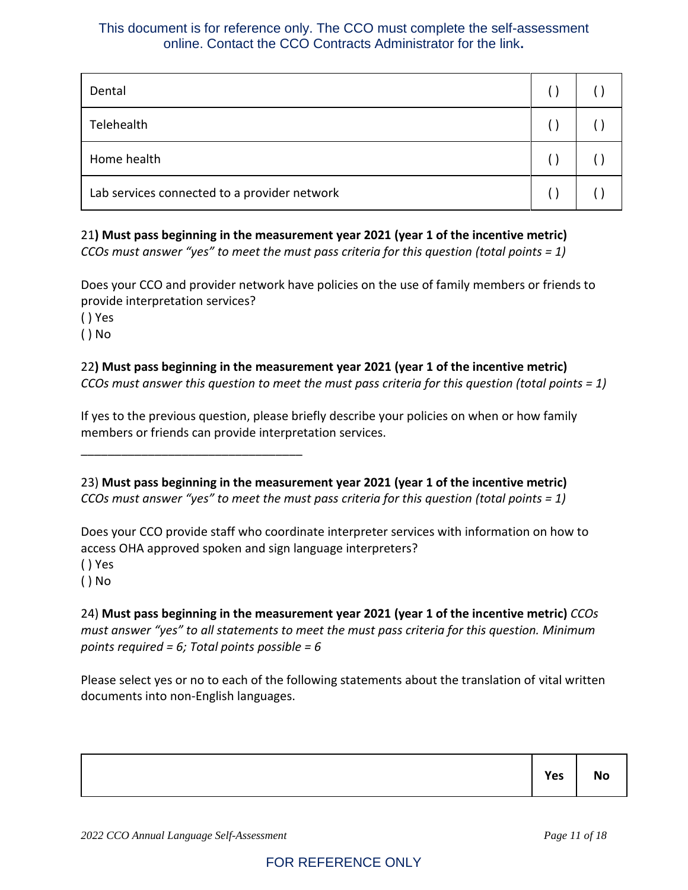This document is for reference only. The CCO must complete the self-assessment online. Contact the CCO Contracts Administrator for the link**.**

| | | |
|---|---|---|
| Dental | ( ) | ( ) |
| Telehealth | ( ) | ( ) |
| Home health | ( ) | ( ) |
| Lab services connected to a provider network | ( ) | ( ) |

21**) Must pass beginning in the measurement year 2021 (year 1 of the incentive metric)**
*CCOs must answer "yes" to meet the must pass criteria for this question (total points = 1)*

Does your CCO and provider network have policies on the use of family members or friends to provide interpretation services?
( ) Yes
( ) No

22**) Must pass beginning in the measurement year 2021 (year 1 of the incentive metric)**
*CCOs must answer this question to meet the must pass criteria for this question (total points = 1)*

If yes to the previous question, please briefly describe your policies on when or how family members or friends can provide interpretation services.

_________________________________

23) **Must pass beginning in the measurement year 2021 (year 1 of the incentive metric)**
*CCOs must answer "yes" to meet the must pass criteria for this question (total points = 1)*

Does your CCO provide staff who coordinate interpreter services with information on how to access OHA approved spoken and sign language interpreters?
( ) Yes
( ) No

24) **Must pass beginning in the measurement year 2021 (year 1 of the incentive metric)** *CCOs must answer "yes" to all statements to meet the must pass criteria for this question. Minimum points required = 6; Total points possible = 6*

Please select yes or no to each of the following statements about the translation of vital written documents into non-English languages.

| | **Yes** | **No** |
|---|---|---|

FOR REFERENCE ONLY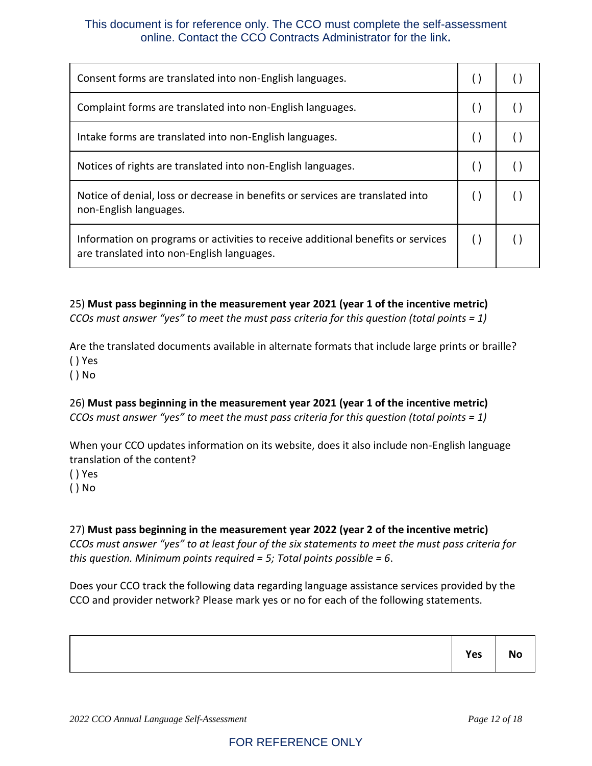This document is for reference only. The CCO must complete the self-assessment online. Contact the CCO Contracts Administrator for the link**.**

| | | |
|---|---|---|
| Consent forms are translated into non-English languages. | ( ) | ( ) |
| Complaint forms are translated into non-English languages. | ( ) | ( ) |
| Intake forms are translated into non-English languages. | ( ) | ( ) |
| Notices of rights are translated into non-English languages. | ( ) | ( ) |
| Notice of denial, loss or decrease in benefits or services are translated into non-English languages. | ( ) | ( ) |
| Information on programs or activities to receive additional benefits or services are translated into non-English languages. | ( ) | ( ) |

25) **Must pass beginning in the measurement year 2021 (year 1 of the incentive metric)**
*CCOs must answer "yes" to meet the must pass criteria for this question (total points = 1)*

Are the translated documents available in alternate formats that include large prints or braille?
( ) Yes
( ) No

26) **Must pass beginning in the measurement year 2021 (year 1 of the incentive metric)**
*CCOs must answer "yes" to meet the must pass criteria for this question (total points = 1)*

When your CCO updates information on its website, does it also include non-English language translation of the content?
( ) Yes
( ) No

27) **Must pass beginning in the measurement year 2022 (year 2 of the incentive metric)**
*CCOs must answer "yes" to at least four of the six statements to meet the must pass criteria for this question. Minimum points required = 5; Total points possible = 6*.

Does your CCO track the following data regarding language assistance services provided by the CCO and provider network? Please mark yes or no for each of the following statements.

| | **Yes** | **No** |
|---|---|---|

FOR REFERENCE ONLY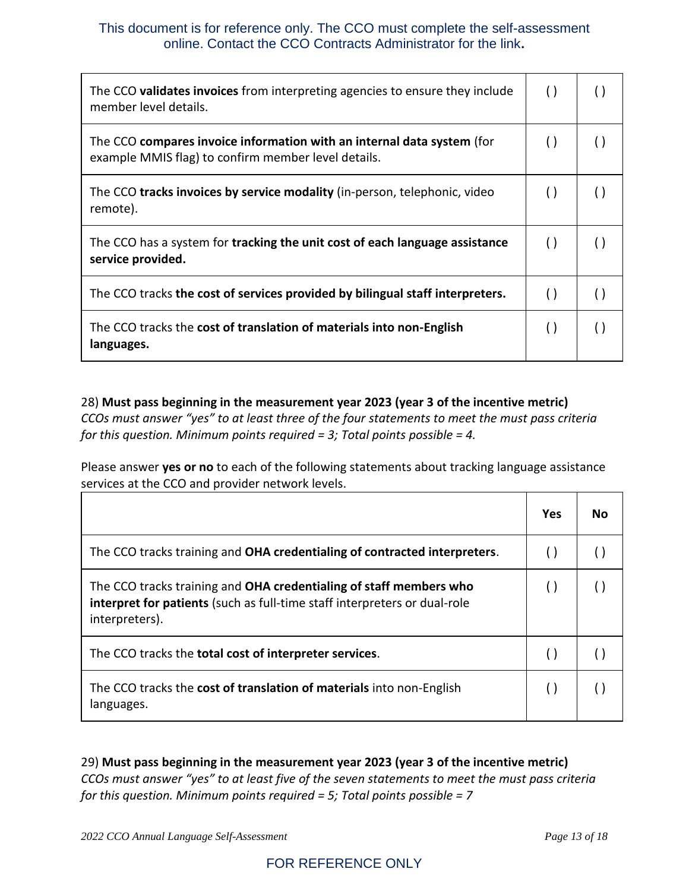This document is for reference only. The CCO must complete the self-assessment online. Contact the CCO Contracts Administrator for the link**.**

| | | |
|---|---|---|
| The CCO **validates invoices** from interpreting agencies to ensure they include member level details. | ( ) | ( ) |
| The CCO **compares invoice information with an internal data system** (for example MMIS flag) to confirm member level details. | ( ) | ( ) |
| The CCO **tracks invoices by service modality** (in-person, telephonic, video remote). | ( ) | ( ) |
| The CCO has a system for **tracking the unit cost of each language assistance service provided.** | ( ) | ( ) |
| The CCO tracks **the cost of services provided by bilingual staff interpreters.** | ( ) | ( ) |
| The CCO tracks the **cost of translation of materials into non-English languages.** | ( ) | ( ) |

28) **Must pass beginning in the measurement year 2023 (year 3 of the incentive metric)**
*CCOs must answer "yes" to at least three of the four statements to meet the must pass criteria for this question. Minimum points required = 3; Total points possible = 4.*

Please answer **yes or no** to each of the following statements about tracking language assistance services at the CCO and provider network levels.

| | Yes | No |
|---|---|---|
| The CCO tracks training and **OHA credentialing of contracted interpreters**. | ( ) | ( ) |
| The CCO tracks training and **OHA credentialing of staff members who interpret for patients** (such as full-time staff interpreters or dual-role interpreters). | ( ) | ( ) |
| The CCO tracks the **total cost of interpreter services**. | ( ) | ( ) |
| The CCO tracks the **cost of translation of materials** into non-English languages. | ( ) | ( ) |

29) **Must pass beginning in the measurement year 2023 (year 3 of the incentive metric)**
*CCOs must answer "yes" to at least five of the seven statements to meet the must pass criteria for this question. Minimum points required = 5; Total points possible = 7*

FOR REFERENCE ONLY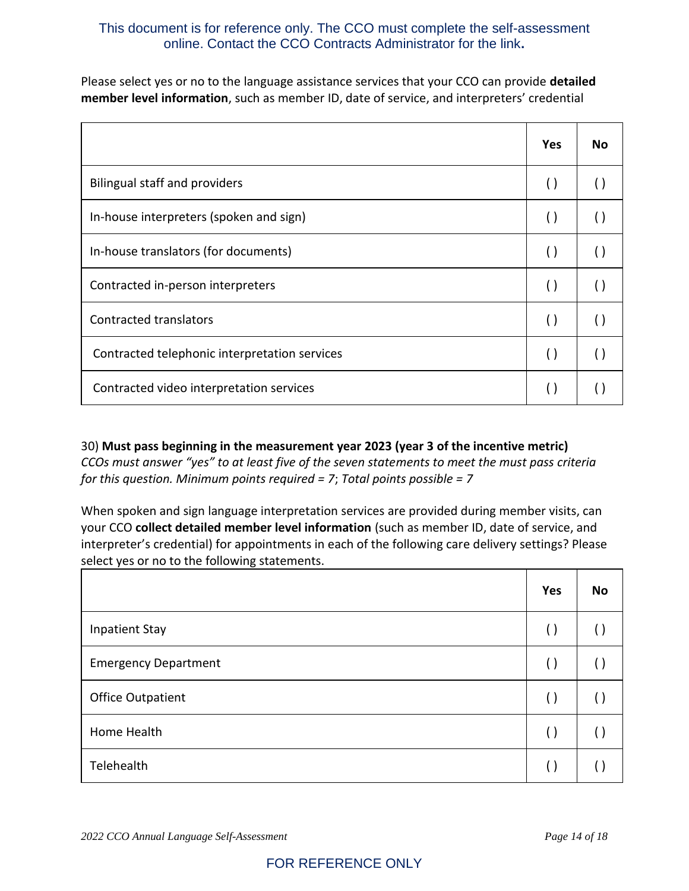This document is for reference only. The CCO must complete the self-assessment online. Contact the CCO Contracts Administrator for the link.

Please select yes or no to the language assistance services that your CCO can provide **detailed member level information**, such as member ID, date of service, and interpreters' credential

| | Yes | No |
|---|---|---|
| Bilingual staff and providers | ( ) | ( ) |
| In-house interpreters (spoken and sign) | ( ) | ( ) |
| In-house translators (for documents) | ( ) | ( ) |
| Contracted in-person interpreters | ( ) | ( ) |
| Contracted translators | ( ) | ( ) |
| Contracted telephonic interpretation services | ( ) | ( ) |
| Contracted video interpretation services | ( ) | ( ) |

30) **Must pass beginning in the measurement year 2023 (year 3 of the incentive metric)**
*CCOs must answer "yes" to at least five of the seven statements to meet the must pass criteria for this question. Minimum points required = 7; Total points possible = 7*

When spoken and sign language interpretation services are provided during member visits, can your CCO **collect detailed member level information** (such as member ID, date of service, and interpreter's credential) for appointments in each of the following care delivery settings? Please select yes or no to the following statements.

| | Yes | No |
|---|---|---|
| Inpatient Stay | ( ) | ( ) |
| Emergency Department | ( ) | ( ) |
| Office Outpatient | ( ) | ( ) |
| Home Health | ( ) | ( ) |
| Telehealth | ( ) | ( ) |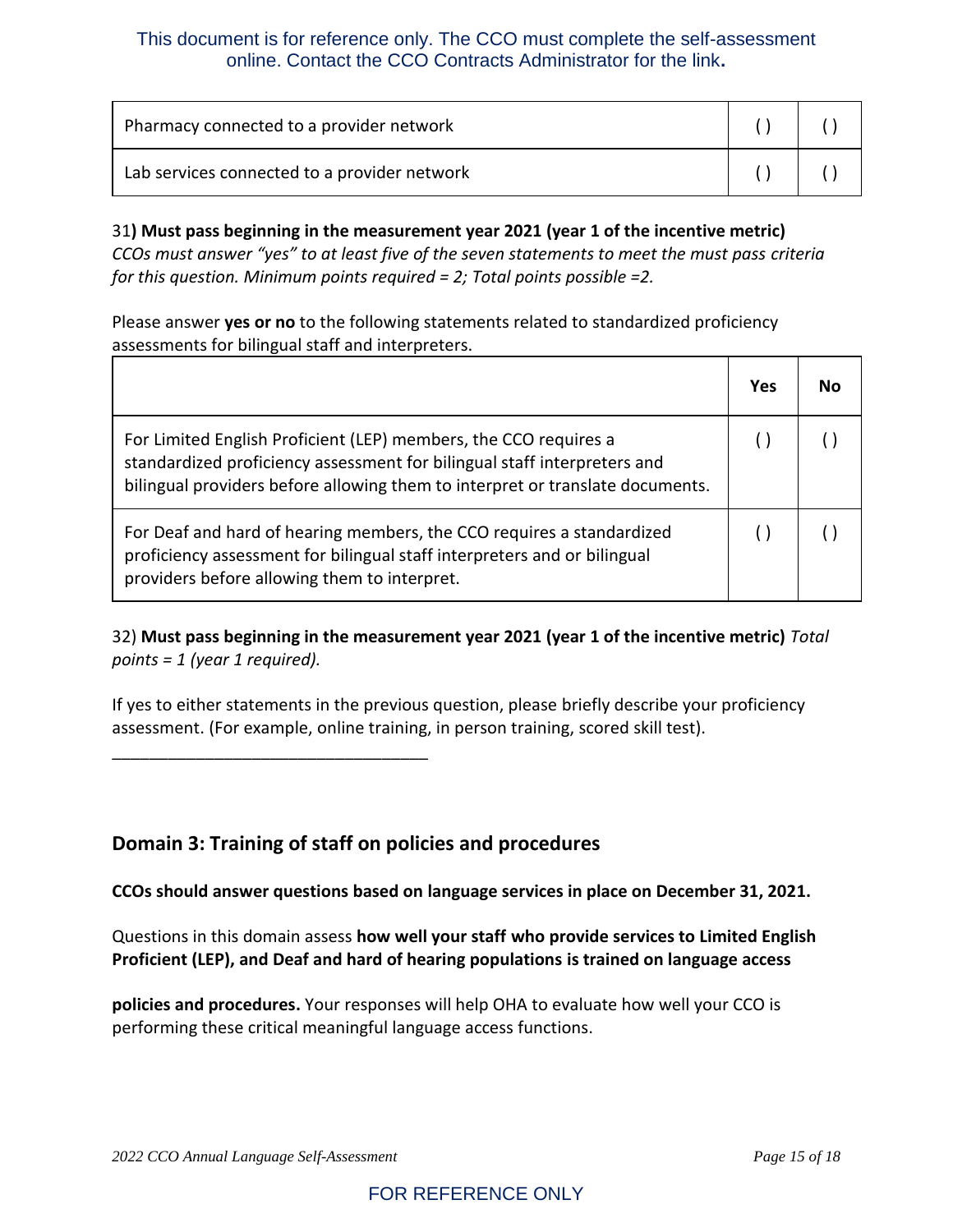This document is for reference only. The CCO must complete the self-assessment online. Contact the CCO Contracts Administrator for the link**.**

| | | |
|---|---|---|
| Pharmacy connected to a provider network | ( ) | ( ) |
| Lab services connected to a provider network | ( ) | ( ) |

31**) Must pass beginning in the measurement year 2021 (year 1 of the incentive metric)** *CCOs must answer "yes" to at least five of the seven statements to meet the must pass criteria for this question. Minimum points required = 2; Total points possible =2.*

Please answer **yes or no** to the following statements related to standardized proficiency assessments for bilingual staff and interpreters.

| | **Yes** | **No** |
|---|---|---|
| For Limited English Proficient (LEP) members, the CCO requires a standardized proficiency assessment for bilingual staff interpreters and bilingual providers before allowing them to interpret or translate documents. | ( ) | ( ) |
| For Deaf and hard of hearing members, the CCO requires a standardized proficiency assessment for bilingual staff interpreters and or bilingual providers before allowing them to interpret. | ( ) | ( ) |

32) **Must pass beginning in the measurement year 2021 (year 1 of the incentive metric)** *Total points = 1 (year 1 required).*

If yes to either statements in the previous question, please briefly describe your proficiency assessment. (For example, online training, in person training, scored skill test).

___________________________________

## Domain 3: Training of staff on policies and procedures

**CCOs should answer questions based on language services in place on December 31, 2021.**

Questions in this domain assess **how well your staff who provide services to Limited English Proficient (LEP), and Deaf and hard of hearing populations is trained on language access policies and procedures.** Your responses will help OHA to evaluate how well your CCO is performing these critical meaningful language access functions.

FOR REFERENCE ONLY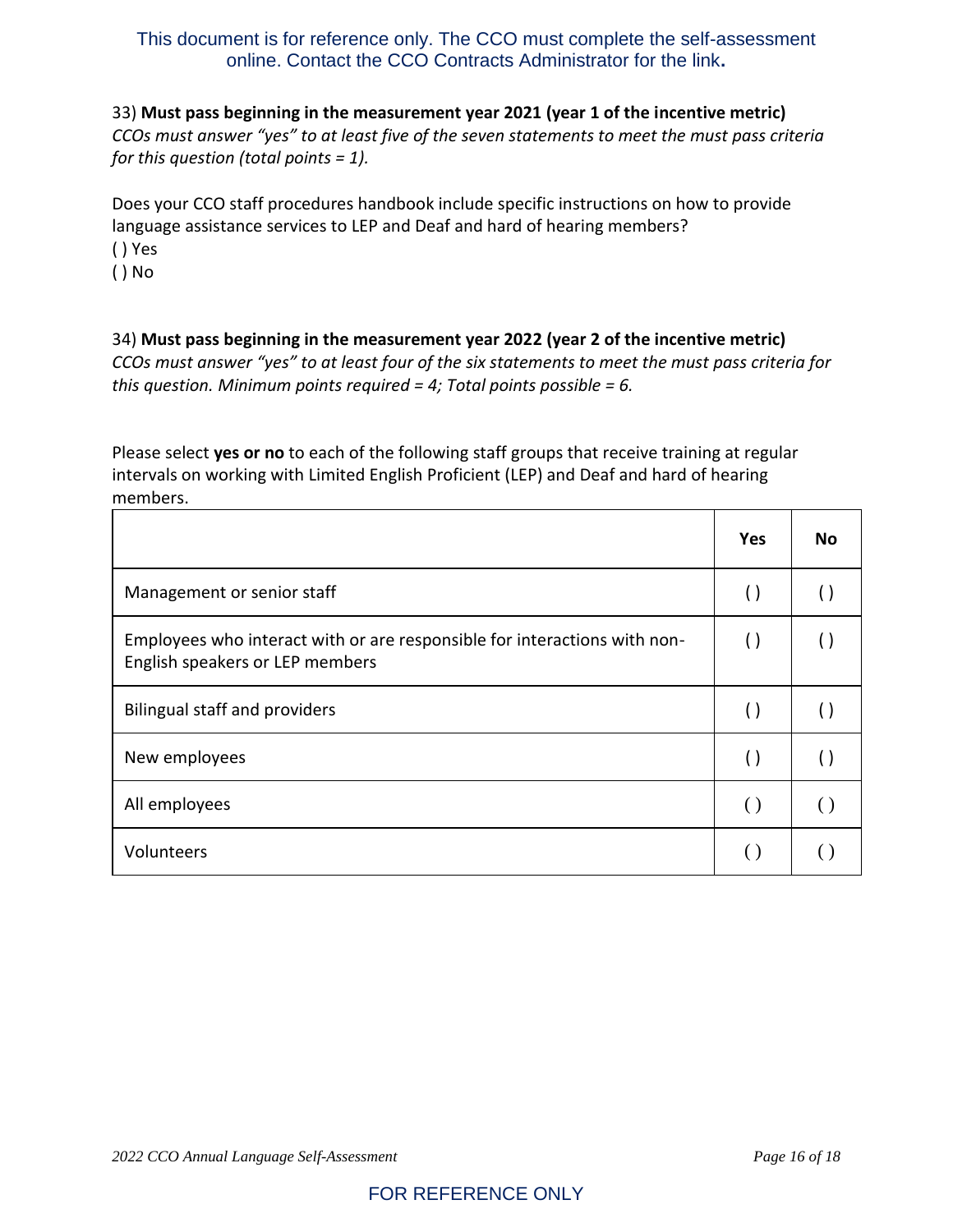This document is for reference only. The CCO must complete the self-assessment online. Contact the CCO Contracts Administrator for the link**.**

33) **Must pass beginning in the measurement year 2021 (year 1 of the incentive metric)**
*CCOs must answer "yes" to at least five of the seven statements to meet the must pass criteria for this question (total points = 1).*

Does your CCO staff procedures handbook include specific instructions on how to provide language assistance services to LEP and Deaf and hard of hearing members?
( ) Yes
( ) No

34) **Must pass beginning in the measurement year 2022 (year 2 of the incentive metric)**
*CCOs must answer "yes" to at least four of the six statements to meet the must pass criteria for this question. Minimum points required = 4; Total points possible = 6.*

Please select **yes or no** to each of the following staff groups that receive training at regular intervals on working with Limited English Proficient (LEP) and Deaf and hard of hearing members.

| | **Yes** | **No** |
|---|---|---|
| Management or senior staff | ( ) | ( ) |
| Employees who interact with or are responsible for interactions with non-English speakers or LEP members | ( ) | ( ) |
| Bilingual staff and providers | ( ) | ( ) |
| New employees | ( ) | ( ) |
| All employees | ( ) | ( ) |
| Volunteers | ( ) | ( ) |

FOR REFERENCE ONLY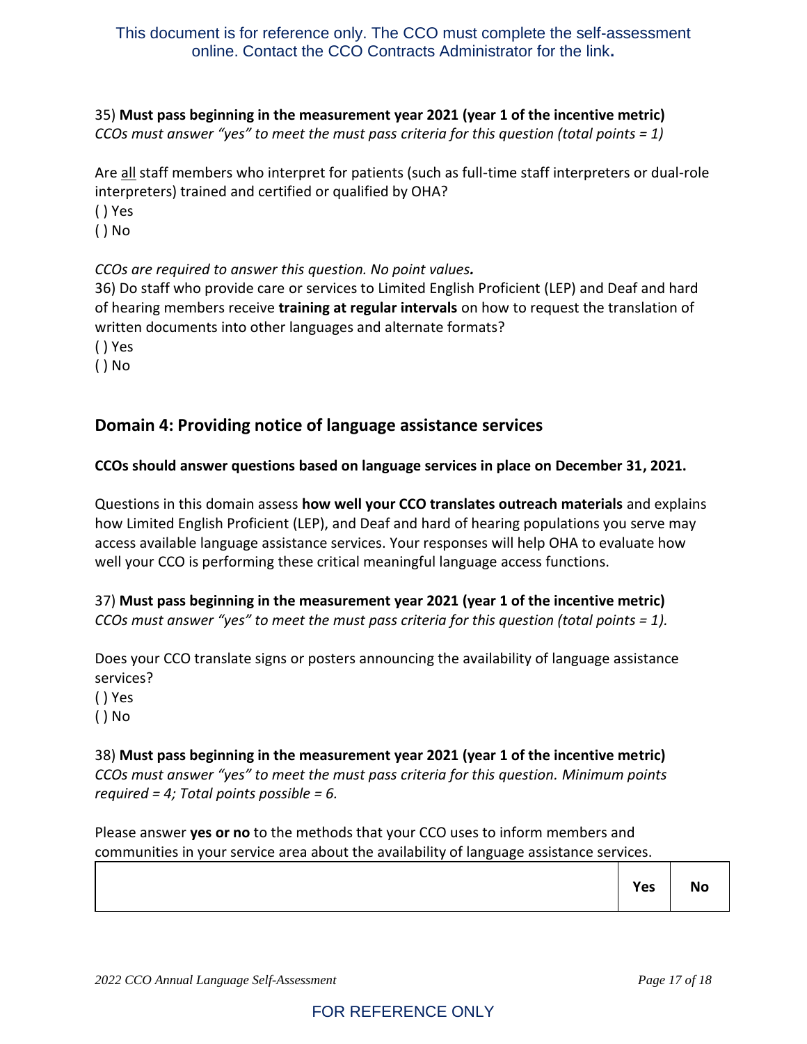This document is for reference only. The CCO must complete the self-assessment online. Contact the CCO Contracts Administrator for the link.

35) **Must pass beginning in the measurement year 2021 (year 1 of the incentive metric)**
*CCOs must answer "yes" to meet the must pass criteria for this question (total points = 1)*

Are all staff members who interpret for patients (such as full-time staff interpreters or dual-role interpreters) trained and certified or qualified by OHA?

( ) Yes
( ) No

*CCOs are required to answer this question. No point values.*

36) Do staff who provide care or services to Limited English Proficient (LEP) and Deaf and hard of hearing members receive **training at regular intervals** on how to request the translation of written documents into other languages and alternate formats?

( ) Yes
( ) No

## Domain 4: Providing notice of language assistance services

**CCOs should answer questions based on language services in place on December 31, 2021.**

Questions in this domain assess **how well your CCO translates outreach materials** and explains how Limited English Proficient (LEP), and Deaf and hard of hearing populations you serve may access available language assistance services. Your responses will help OHA to evaluate how well your CCO is performing these critical meaningful language access functions.

37) **Must pass beginning in the measurement year 2021 (year 1 of the incentive metric)**
*CCOs must answer "yes" to meet the must pass criteria for this question (total points = 1).*

Does your CCO translate signs or posters announcing the availability of language assistance services?

( ) Yes
( ) No

38) **Must pass beginning in the measurement year 2021 (year 1 of the incentive metric)**
*CCOs must answer "yes" to meet the must pass criteria for this question. Minimum points required = 4; Total points possible = 6.*

Please answer **yes or no** to the methods that your CCO uses to inform members and communities in your service area about the availability of language assistance services.

| | Yes | No |
|---|---|---|

FOR REFERENCE ONLY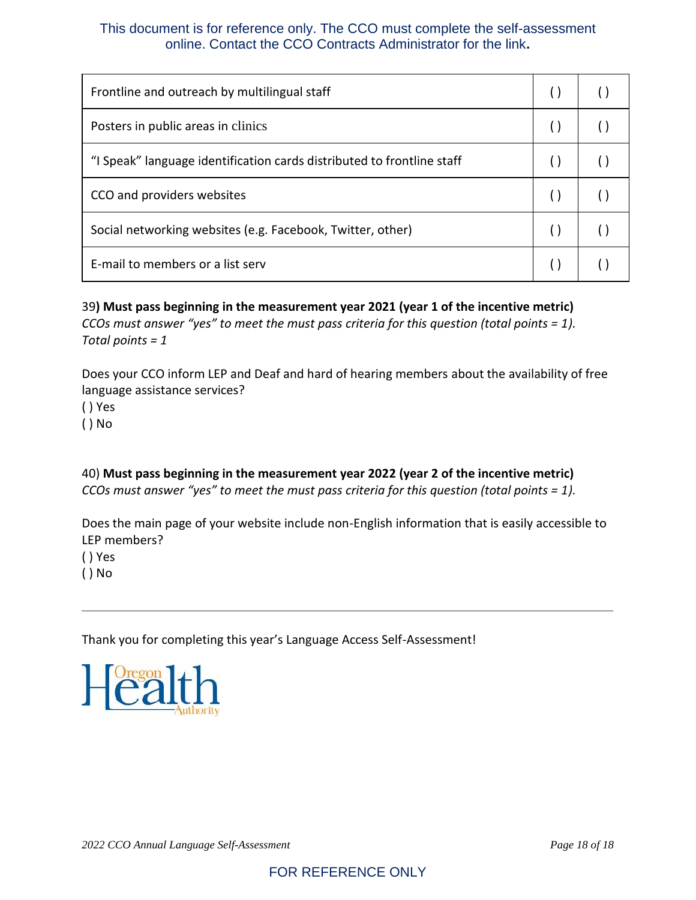This document is for reference only. The CCO must complete the self-assessment online. Contact the CCO Contracts Administrator for the link.

| | | |
|---|---|---|
| Frontline and outreach by multilingual staff | ( ) | ( ) |
| Posters in public areas in clinics | ( ) | ( ) |
| “I Speak” language identification cards distributed to frontline staff | ( ) | ( ) |
| CCO and providers websites | ( ) | ( ) |
| Social networking websites (e.g. Facebook, Twitter, other) | ( ) | ( ) |
| E-mail to members or a list serv | ( ) | ( ) |

39**) Must pass beginning in the measurement year 2021 (year 1 of the incentive metric)**
*CCOs must answer “yes” to meet the must pass criteria for this question (total points = 1).*
*Total points = 1*

Does your CCO inform LEP and Deaf and hard of hearing members about the availability of free language assistance services?
( ) Yes
( ) No

40) **Must pass beginning in the measurement year 2022 (year 2 of the incentive metric)**
*CCOs must answer “yes” to meet the must pass criteria for this question (total points = 1).*

Does the main page of your website include non-English information that is easily accessible to LEP members?
( ) Yes
( ) No

---

Thank you for completing this year’s Language Access Self-Assessment!

Oregon Health Authority

FOR REFERENCE ONLY